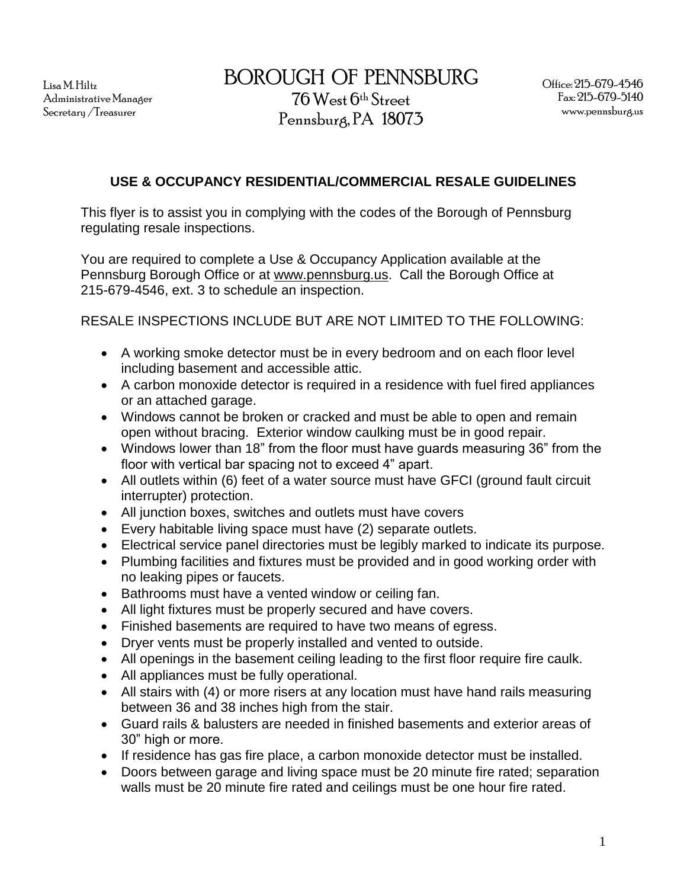Lisa M. Hiltz
Administrative Manager
Secretary /Treasurer

# BOROUGH OF PENNSBURG

76 West 6th Street
Pennsburg, PA 18073

Office: 215-679-4546
Fax: 215-679-5140
www.pennsburg.us

## USE & OCCUPANCY RESIDENTIAL/COMMERCIAL RESALE GUIDELINES

This flyer is to assist you in complying with the codes of the Borough of Pennsburg regulating resale inspections.

You are required to complete a Use & Occupancy Application available at the Pennsburg Borough Office or at www.pennsburg.us. Call the Borough Office at 215-679-4546, ext. 3 to schedule an inspection.

RESALE INSPECTIONS INCLUDE BUT ARE NOT LIMITED TO THE FOLLOWING:

- A working smoke detector must be in every bedroom and on each floor level including basement and accessible attic.
- A carbon monoxide detector is required in a residence with fuel fired appliances or an attached garage.
- Windows cannot be broken or cracked and must be able to open and remain open without bracing. Exterior window caulking must be in good repair.
- Windows lower than 18" from the floor must have guards measuring 36" from the floor with vertical bar spacing not to exceed 4" apart.
- All outlets within (6) feet of a water source must have GFCI (ground fault circuit interrupter) protection.
- All junction boxes, switches and outlets must have covers
- Every habitable living space must have (2) separate outlets.
- Electrical service panel directories must be legibly marked to indicate its purpose.
- Plumbing facilities and fixtures must be provided and in good working order with no leaking pipes or faucets.
- Bathrooms must have a vented window or ceiling fan.
- All light fixtures must be properly secured and have covers.
- Finished basements are required to have two means of egress.
- Dryer vents must be properly installed and vented to outside.
- All openings in the basement ceiling leading to the first floor require fire caulk.
- All appliances must be fully operational.
- All stairs with (4) or more risers at any location must have hand rails measuring between 36 and 38 inches high from the stair.
- Guard rails & balusters are needed in finished basements and exterior areas of 30" high or more.
- If residence has gas fire place, a carbon monoxide detector must be installed.
- Doors between garage and living space must be 20 minute fire rated; separation walls must be 20 minute fire rated and ceilings must be one hour fire rated.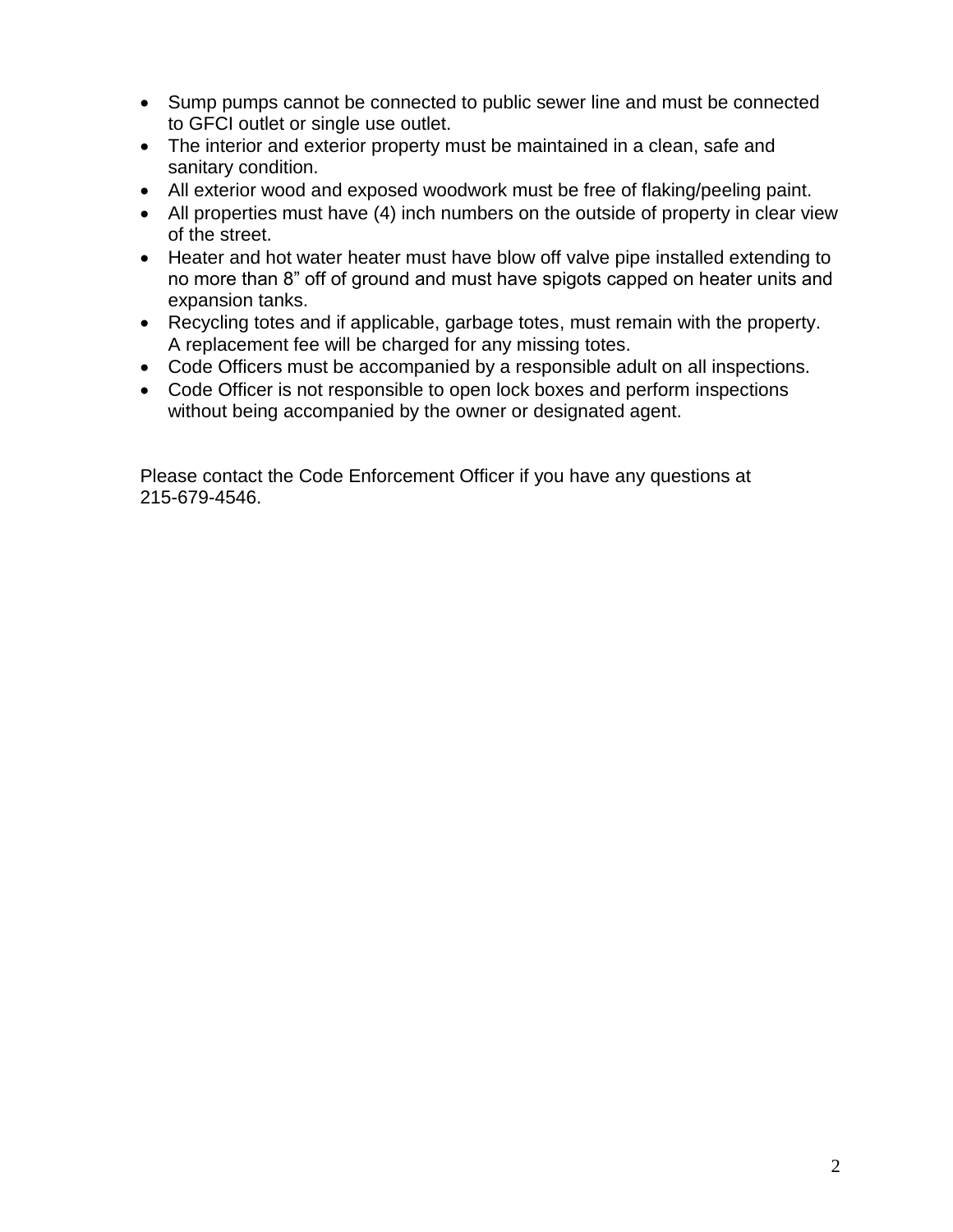- Sump pumps cannot be connected to public sewer line and must be connected to GFCI outlet or single use outlet.
- The interior and exterior property must be maintained in a clean, safe and sanitary condition.
- All exterior wood and exposed woodwork must be free of flaking/peeling paint.
- All properties must have (4) inch numbers on the outside of property in clear view of the street.
- Heater and hot water heater must have blow off valve pipe installed extending to no more than 8" off of ground and must have spigots capped on heater units and expansion tanks.
- Recycling totes and if applicable, garbage totes, must remain with the property. A replacement fee will be charged for any missing totes.
- Code Officers must be accompanied by a responsible adult on all inspections.
- Code Officer is not responsible to open lock boxes and perform inspections without being accompanied by the owner or designated agent.

Please contact the Code Enforcement Officer if you have any questions at 215-679-4546.